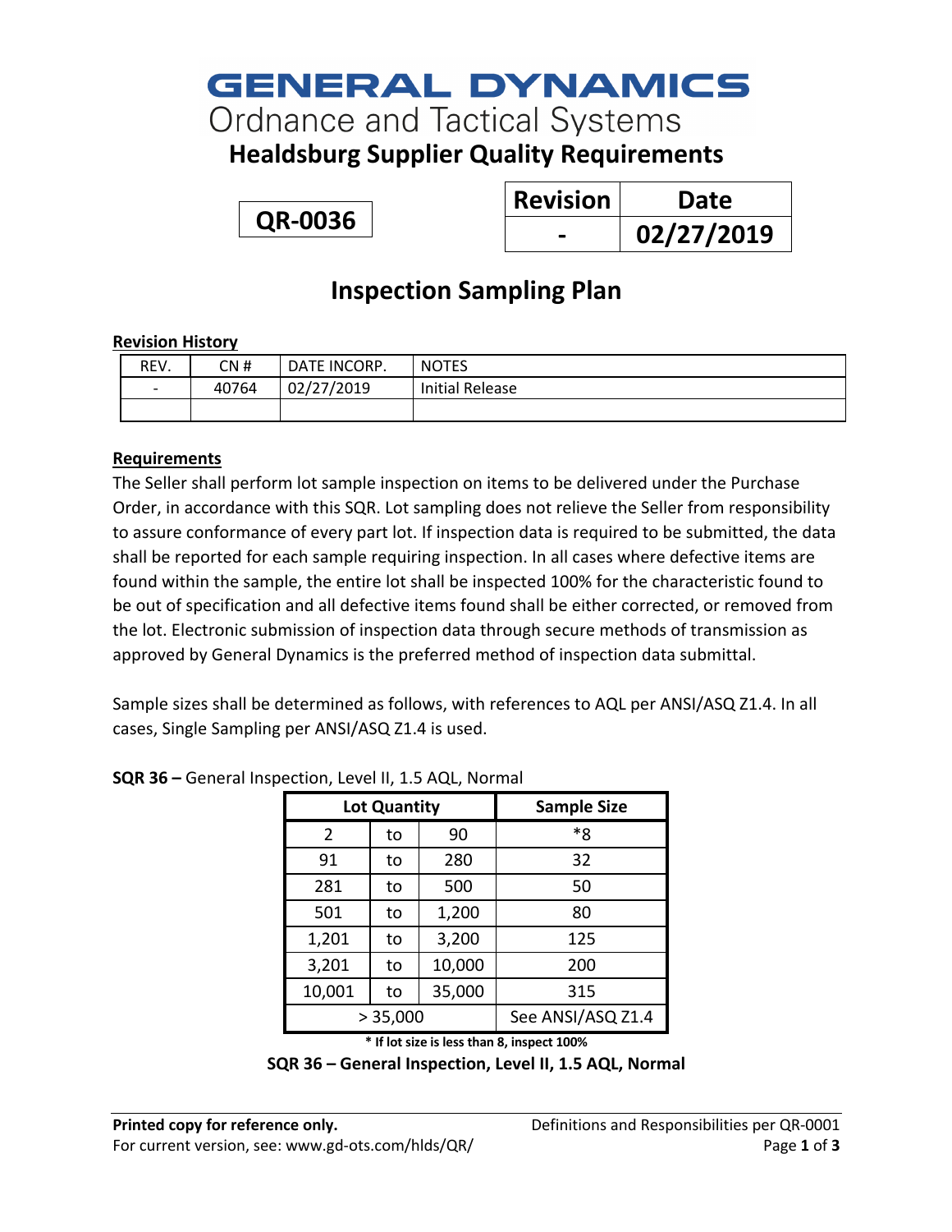# GENERAL DYNAMICS
## Ordnance and Tactical Systems
## Healdsburg Supplier Quality Requirements

**QR-0036**

| Revision | Date |
| --- | --- |
| - | 02/27/2019 |

# Inspection Sampling Plan

**Revision History**

| REV. | CN # | DATE INCORP. | NOTES |
| --- | --- | --- | --- |
| - | 40764 | 02/27/2019 | Initial Release |
| | | | |

**Requirements**

The Seller shall perform lot sample inspection on items to be delivered under the Purchase Order, in accordance with this SQR. Lot sampling does not relieve the Seller from responsibility to assure conformance of every part lot. If inspection data is required to be submitted, the data shall be reported for each sample requiring inspection. In all cases where defective items are found within the sample, the entire lot shall be inspected 100% for the characteristic found to be out of specification and all defective items found shall be either corrected, or removed from the lot. Electronic submission of inspection data through secure methods of transmission as approved by General Dynamics is the preferred method of inspection data submittal.

Sample sizes shall be determined as follows, with references to AQL per ANSI/ASQ Z1.4. In all cases, Single Sampling per ANSI/ASQ Z1.4 is used.

**SQR 36 –** General Inspection, Level II, 1.5 AQL, Normal

| Lot Quantity | | | Sample Size |
| --- | --- | --- | --- |
| 2 | to | 90 | *8 |
| 91 | to | 280 | 32 |
| 281 | to | 500 | 50 |
| 501 | to | 1,200 | 80 |
| 1,201 | to | 3,200 | 125 |
| 3,201 | to | 10,000 | 200 |
| 10,001 | to | 35,000 | 315 |
| > 35,000 | | | See ANSI/ASQ Z1.4 |

**\* If lot size is less than 8, inspect 100%**

**SQR 36 – General Inspection, Level II, 1.5 AQL, Normal**

**Printed copy for reference only.**
For current version, see: www.gd-ots.com/hlds/QR/

Definitions and Responsibilities per QR-0001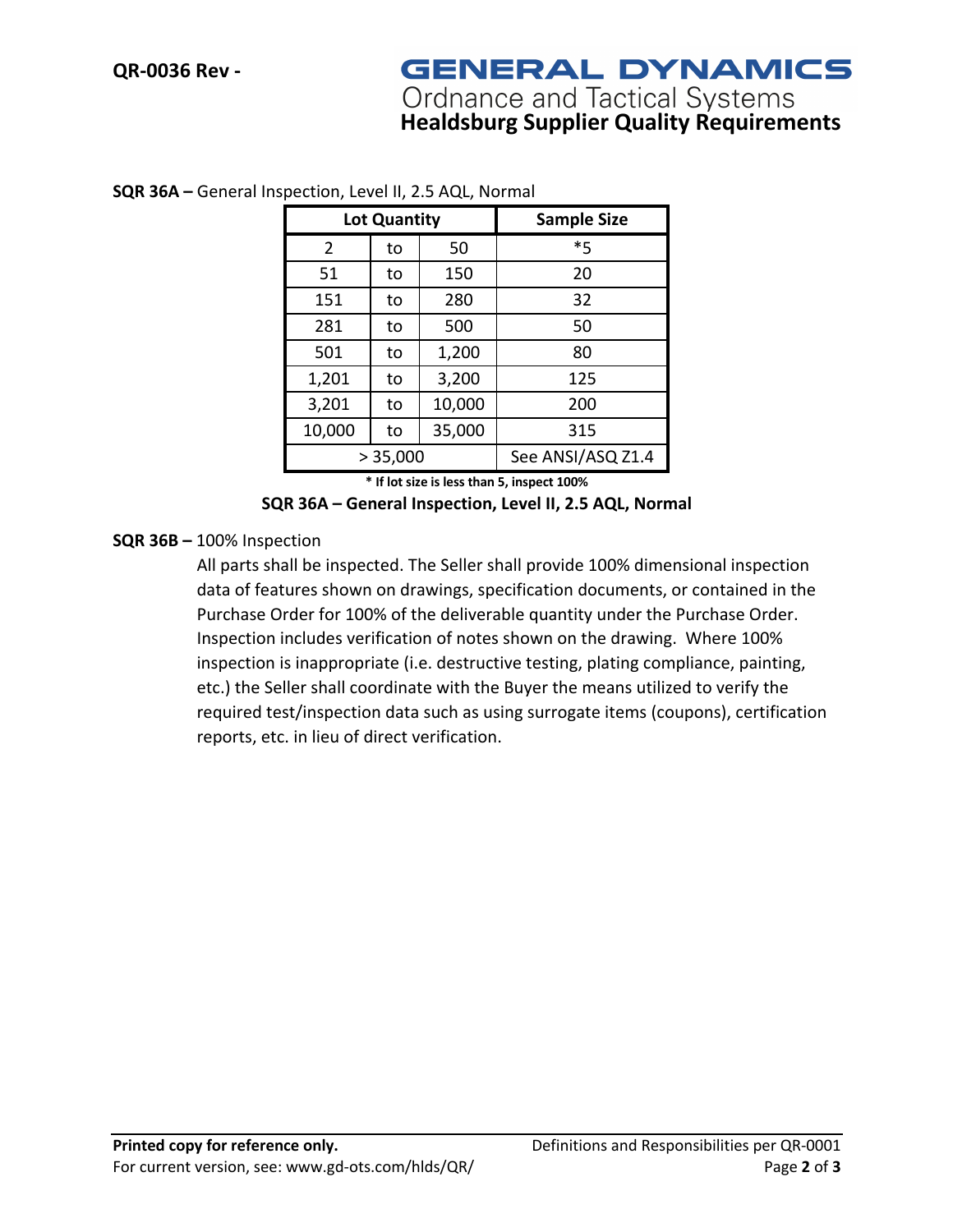**SQR 36A –** General Inspection, Level II, 2.5 AQL, Normal

| Lot Quantity | | | Sample Size |
|---|---|---|---|
| 2 | to | 50 | *5 |
| 51 | to | 150 | 20 |
| 151 | to | 280 | 32 |
| 281 | to | 500 | 50 |
| 501 | to | 1,200 | 80 |
| 1,201 | to | 3,200 | 125 |
| 3,201 | to | 10,000 | 200 |
| 10,000 | to | 35,000 | 315 |
| > 35,000 | | | See ANSI/ASQ Z1.4 |

**\* If lot size is less than 5, inspect 100%**

**SQR 36A – General Inspection, Level II, 2.5 AQL, Normal**

**SQR 36B –** 100% Inspection

All parts shall be inspected. The Seller shall provide 100% dimensional inspection data of features shown on drawings, specification documents, or contained in the Purchase Order for 100% of the deliverable quantity under the Purchase Order. Inspection includes verification of notes shown on the drawing. Where 100% inspection is inappropriate (i.e. destructive testing, plating compliance, painting, etc.) the Seller shall coordinate with the Buyer the means utilized to verify the required test/inspection data such as using surrogate items (coupons), certification reports, etc. in lieu of direct verification.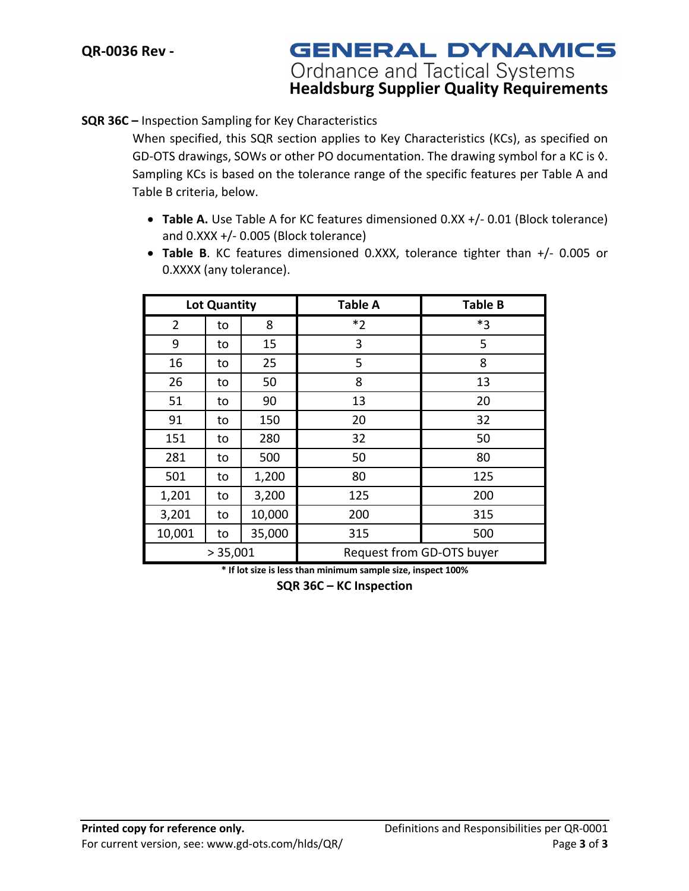**SQR 36C –** Inspection Sampling for Key Characteristics

When specified, this SQR section applies to Key Characteristics (KCs), as specified on GD-OTS drawings, SOWs or other PO documentation. The drawing symbol for a KC is ◊. Sampling KCs is based on the tolerance range of the specific features per Table A and Table B criteria, below.

- **Table A.** Use Table A for KC features dimensioned 0.XX +/- 0.01 (Block tolerance) and 0.XXX +/- 0.005 (Block tolerance)
- **Table B**. KC features dimensioned 0.XXX, tolerance tighter than +/- 0.005 or 0.XXXX (any tolerance).

| Lot Quantity | | | Table A | Table B |
|---|---|---|---|---|
| 2 | to | 8 | *2 | *3 |
| 9 | to | 15 | 3 | 5 |
| 16 | to | 25 | 5 | 8 |
| 26 | to | 50 | 8 | 13 |
| 51 | to | 90 | 13 | 20 |
| 91 | to | 150 | 20 | 32 |
| 151 | to | 280 | 32 | 50 |
| 281 | to | 500 | 50 | 80 |
| 501 | to | 1,200 | 80 | 125 |
| 1,201 | to | 3,200 | 125 | 200 |
| 3,201 | to | 10,000 | 200 | 315 |
| 10,001 | to | 35,000 | 315 | 500 |
| > 35,001 | | | Request from GD-OTS buyer | |

**\* If lot size is less than minimum sample size, inspect 100%**

**SQR 36C – KC Inspection**